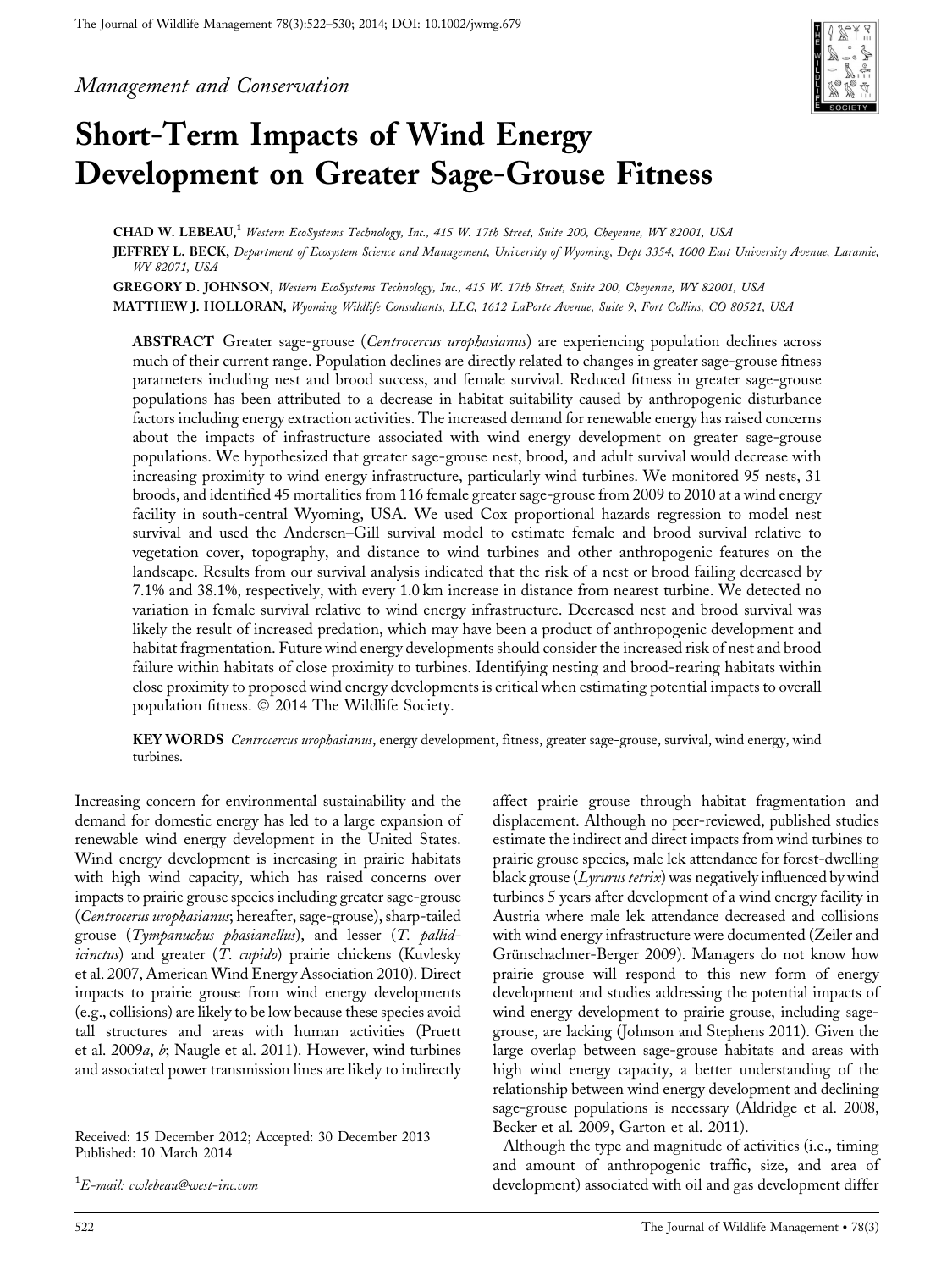*Management and Conservation*

# Short-Term Impacts of Wind Energy Development on Greater Sage-Grouse Fitness

**CHAD W. LEBEAU,**[1] *Western EcoSystems Technology, Inc., 415 W. 17th Street, Suite 200, Cheyenne, WY 82001, USA*

**JEFFREY L. BECK,** *Department of Ecosystem Science and Management, University of Wyoming, Dept 3354, 1000 East University Avenue, Laramie, WY 82071, USA*

**GREGORY D. JOHNSON,** *Western EcoSystems Technology, Inc., 415 W. 17th Street, Suite 200, Cheyenne, WY 82001, USA*

**MATTHEW J. HOLLORAN,** *Wyoming Wildlife Consultants, LLC, 1612 LaPorte Avenue, Suite 9, Fort Collins, CO 80521, USA*

**ABSTRACT** Greater sage-grouse (*Centrocercus urophasianus*) are experiencing population declines across much of their current range. Population declines are directly related to changes in greater sage-grouse fitness parameters including nest and brood success, and female survival. Reduced fitness in greater sage-grouse populations has been attributed to a decrease in habitat suitability caused by anthropogenic disturbance factors including energy extraction activities. The increased demand for renewable energy has raised concerns about the impacts of infrastructure associated with wind energy development on greater sage-grouse populations. We hypothesized that greater sage-grouse nest, brood, and adult survival would decrease with increasing proximity to wind energy infrastructure, particularly wind turbines. We monitored 95 nests, 31 broods, and identified 45 mortalities from 116 female greater sage-grouse from 2009 to 2010 at a wind energy facility in south-central Wyoming, USA. We used Cox proportional hazards regression to model nest survival and used the Andersen–Gill survival model to estimate female and brood survival relative to vegetation cover, topography, and distance to wind turbines and other anthropogenic features on the landscape. Results from our survival analysis indicated that the risk of a nest or brood failing decreased by 7.1% and 38.1%, respectively, with every 1.0 km increase in distance from nearest turbine. We detected no variation in female survival relative to wind energy infrastructure. Decreased nest and brood survival was likely the result of increased predation, which may have been a product of anthropogenic development and habitat fragmentation. Future wind energy developments should consider the increased risk of nest and brood failure within habitats of close proximity to turbines. Identifying nesting and brood-rearing habitats within close proximity to proposed wind energy developments is critical when estimating potential impacts to overall population fitness. © 2014 The Wildlife Society.

**KEY WORDS** *Centrocercus urophasianus*, energy development, fitness, greater sage-grouse, survival, wind energy, wind turbines.

Increasing concern for environmental sustainability and the demand for domestic energy has led to a large expansion of renewable wind energy development in the United States. Wind energy development is increasing in prairie habitats with high wind capacity, which has raised concerns over impacts to prairie grouse species including greater sage-grouse (*Centrocerus urophasianus*; hereafter, sage-grouse), sharp-tailed grouse (*Tympanuchus phasianellus*), and lesser (*T. pallidicinctus*) and greater (*T. cupido*) prairie chickens (Kuvlesky et al. 2007, American Wind Energy Association 2010). Direct impacts to prairie grouse from wind energy developments (e.g., collisions) are likely to be low because these species avoid tall structures and areas with human activities (Pruett et al. 2009*a*, *b*; Naugle et al. 2011). However, wind turbines and associated power transmission lines are likely to indirectly affect prairie grouse through habitat fragmentation and displacement. Although no peer-reviewed, published studies estimate the indirect and direct impacts from wind turbines to prairie grouse species, male lek attendance for forest-dwelling black grouse (*Lyrurus tetrix*) was negatively influenced by wind turbines 5 years after development of a wind energy facility in Austria where male lek attendance decreased and collisions with wind energy infrastructure were documented (Zeiler and Grünschachner-Berger 2009). Managers do not know how prairie grouse will respond to this new form of energy development and studies addressing the potential impacts of wind energy development to prairie grouse, including sage-grouse, are lacking (Johnson and Stephens 2011). Given the large overlap between sage-grouse habitats and areas with high wind energy capacity, a better understanding of the relationship between wind energy development and declining sage-grouse populations is necessary (Aldridge et al. 2008, Becker et al. 2009, Garton et al. 2011).

Although the type and magnitude of activities (i.e., timing and amount of anthropogenic traffic, size, and area of development) associated with oil and gas development differ

Received: 15 December 2012; Accepted: 30 December 2013
Published: 10 March 2014

[1]E-mail: cwlebeau@west-inc.com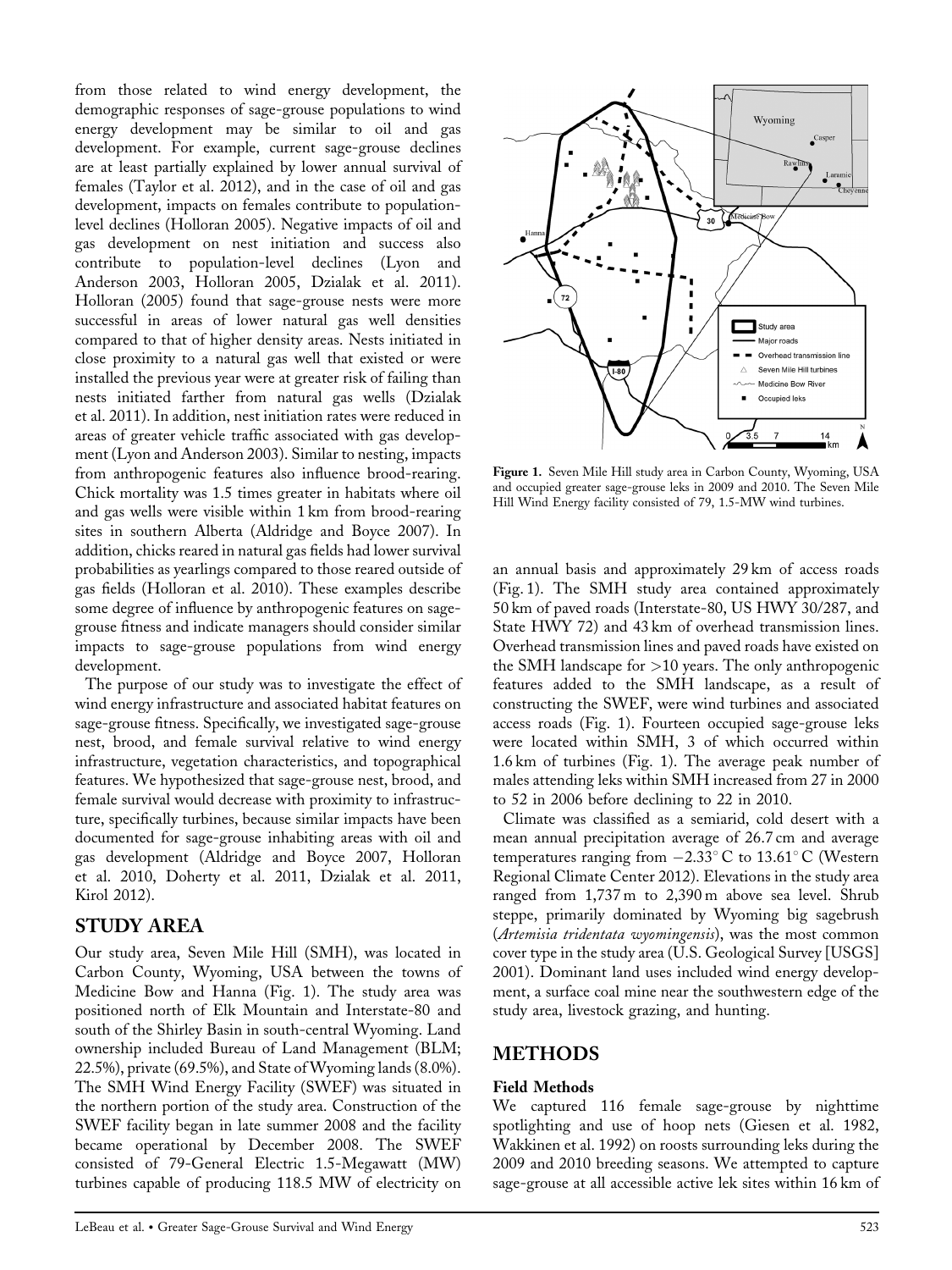from those related to wind energy development, the demographic responses of sage-grouse populations to wind energy development may be similar to oil and gas development. For example, current sage-grouse declines are at least partially explained by lower annual survival of females (Taylor et al. 2012), and in the case of oil and gas development, impacts on females contribute to population-level declines (Holloran 2005). Negative impacts of oil and gas development on nest initiation and success also contribute to population-level declines (Lyon and Anderson 2003, Holloran 2005, Dzialak et al. 2011). Holloran (2005) found that sage-grouse nests were more successful in areas of lower natural gas well densities compared to that of higher density areas. Nests initiated in close proximity to a natural gas well that existed or were installed the previous year were at greater risk of failing than nests initiated farther from natural gas wells (Dzialak et al. 2011). In addition, nest initiation rates were reduced in areas of greater vehicle traffic associated with gas development (Lyon and Anderson 2003). Similar to nesting, impacts from anthropogenic features also influence brood-rearing. Chick mortality was 1.5 times greater in habitats where oil and gas wells were visible within 1 km from brood-rearing sites in southern Alberta (Aldridge and Boyce 2007). In addition, chicks reared in natural gas fields had lower survival probabilities as yearlings compared to those reared outside of gas fields (Holloran et al. 2010). These examples describe some degree of influence by anthropogenic features on sage-grouse fitness and indicate managers should consider similar impacts to sage-grouse populations from wind energy development.

The purpose of our study was to investigate the effect of wind energy infrastructure and associated habitat features on sage-grouse fitness. Specifically, we investigated sage-grouse nest, brood, and female survival relative to wind energy infrastructure, vegetation characteristics, and topographical features. We hypothesized that sage-grouse nest, brood, and female survival would decrease with proximity to infrastructure, specifically turbines, because similar impacts have been documented for sage-grouse inhabiting areas with oil and gas development (Aldridge and Boyce 2007, Holloran et al. 2010, Doherty et al. 2011, Dzialak et al. 2011, Kirol 2012).

## STUDY AREA

Our study area, Seven Mile Hill (SMH), was located in Carbon County, Wyoming, USA between the towns of Medicine Bow and Hanna (Fig. 1). The study area was positioned north of Elk Mountain and Interstate-80 and south of the Shirley Basin in south-central Wyoming. Land ownership included Bureau of Land Management (BLM; 22.5%), private (69.5%), and State of Wyoming lands (8.0%). The SMH Wind Energy Facility (SWEF) was situated in the northern portion of the study area. Construction of the SWEF facility began in late summer 2008 and the facility became operational by December 2008. The SWEF consisted of 79-General Electric 1.5-Megawatt (MW) turbines capable of producing 118.5 MW of electricity on an annual basis and approximately 29 km of access roads (Fig. 1). The SMH study area contained approximately 50 km of paved roads (Interstate-80, US HWY 30/287, and State HWY 72) and 43 km of overhead transmission lines. Overhead transmission lines and paved roads have existed on the SMH landscape for >10 years. The only anthropogenic features added to the SMH landscape, as a result of constructing the SWEF, were wind turbines and associated access roads (Fig. 1). Fourteen occupied sage-grouse leks were located within SMH, 3 of which occurred within 1.6 km of turbines (Fig. 1). The average peak number of males attending leks within SMH increased from 27 in 2000 to 52 in 2006 before declining to 22 in 2010.

Figure 1. Seven Mile Hill study area in Carbon County, Wyoming, USA and occupied greater sage-grouse leks in 2009 and 2010. The Seven Mile Hill Wind Energy facility consisted of 79, 1.5-MW wind turbines.

Climate was classified as a semiarid, cold desert with a mean annual precipitation average of 26.7 cm and average temperatures ranging from $-2.33°$ C to $13.61°$ C (Western Regional Climate Center 2012). Elevations in the study area ranged from 1,737 m to 2,390 m above sea level. Shrub steppe, primarily dominated by Wyoming big sagebrush (*Artemisia tridentata wyomingensis*), was the most common cover type in the study area (U.S. Geological Survey [USGS] 2001). Dominant land uses included wind energy development, a surface coal mine near the southwestern edge of the study area, livestock grazing, and hunting.

## METHODS

### Field Methods

We captured 116 female sage-grouse by nighttime spotlighting and use of hoop nets (Giesen et al. 1982, Wakkinen et al. 1992) on roosts surrounding leks during the 2009 and 2010 breeding seasons. We attempted to capture sage-grouse at all accessible active lek sites within 16 km of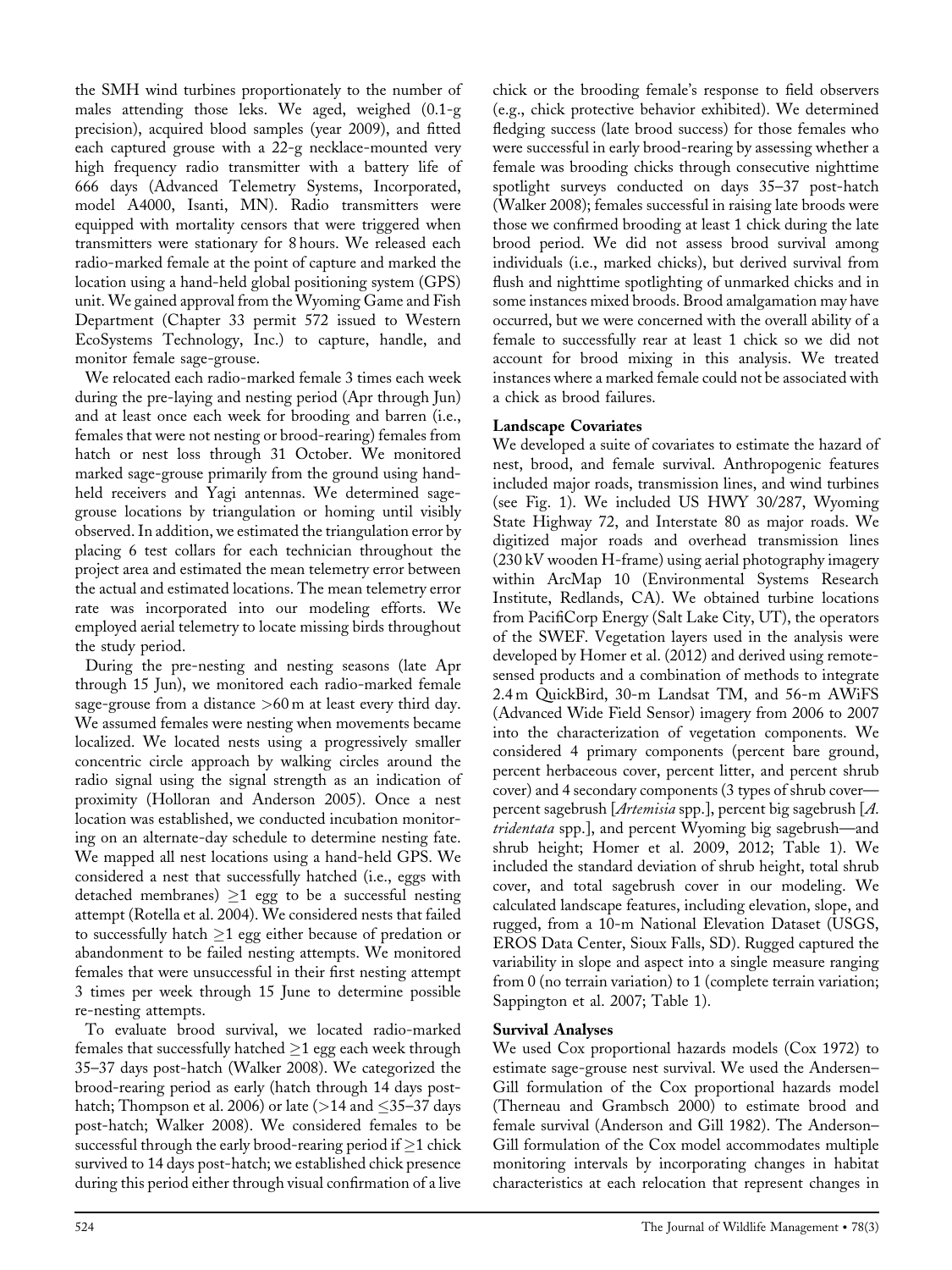the SMH wind turbines proportionately to the number of males attending those leks. We aged, weighed (0.1-g precision), acquired blood samples (year 2009), and fitted each captured grouse with a 22-g necklace-mounted very high frequency radio transmitter with a battery life of 666 days (Advanced Telemetry Systems, Incorporated, model A4000, Isanti, MN). Radio transmitters were equipped with mortality censors that were triggered when transmitters were stationary for 8 hours. We released each radio-marked female at the point of capture and marked the location using a hand-held global positioning system (GPS) unit. We gained approval from the Wyoming Game and Fish Department (Chapter 33 permit 572 issued to Western EcoSystems Technology, Inc.) to capture, handle, and monitor female sage-grouse.

We relocated each radio-marked female 3 times each week during the pre-laying and nesting period (Apr through Jun) and at least once each week for brooding and barren (i.e., females that were not nesting or brood-rearing) females from hatch or nest loss through 31 October. We monitored marked sage-grouse primarily from the ground using hand-held receivers and Yagi antennas. We determined sage-grouse locations by triangulation or homing until visibly observed. In addition, we estimated the triangulation error by placing 6 test collars for each technician throughout the project area and estimated the mean telemetry error between the actual and estimated locations. The mean telemetry error rate was incorporated into our modeling efforts. We employed aerial telemetry to locate missing birds throughout the study period.

During the pre-nesting and nesting seasons (late Apr through 15 Jun), we monitored each radio-marked female sage-grouse from a distance >60 m at least every third day. We assumed females were nesting when movements became localized. We located nests using a progressively smaller concentric circle approach by walking circles around the radio signal using the signal strength as an indication of proximity (Holloran and Anderson 2005). Once a nest location was established, we conducted incubation monitoring on an alternate-day schedule to determine nesting fate. We mapped all nest locations using a hand-held GPS. We considered a nest that successfully hatched (i.e., eggs with detached membranes) ≥1 egg to be a successful nesting attempt (Rotella et al. 2004). We considered nests that failed to successfully hatch ≥1 egg either because of predation or abandonment to be failed nesting attempts. We monitored females that were unsuccessful in their first nesting attempt 3 times per week through 15 June to determine possible re-nesting attempts.

To evaluate brood survival, we located radio-marked females that successfully hatched ≥1 egg each week through 35–37 days post-hatch (Walker 2008). We categorized the brood-rearing period as early (hatch through 14 days post-hatch; Thompson et al. 2006) or late (>14 and ≤35–37 days post-hatch; Walker 2008). We considered females to be successful through the early brood-rearing period if ≥1 chick survived to 14 days post-hatch; we established chick presence during this period either through visual confirmation of a live chick or the brooding female's response to field observers (e.g., chick protective behavior exhibited). We determined fledging success (late brood success) for those females who were successful in early brood-rearing by assessing whether a female was brooding chicks through consecutive nighttime spotlight surveys conducted on days 35–37 post-hatch (Walker 2008); females successful in raising late broods were those we confirmed brooding at least 1 chick during the late brood period. We did not assess brood survival among individuals (i.e., marked chicks), but derived survival from flush and nighttime spotlighting of unmarked chicks and in some instances mixed broods. Brood amalgamation may have occurred, but we were concerned with the overall ability of a female to successfully rear at least 1 chick so we did not account for brood mixing in this analysis. We treated instances where a marked female could not be associated with a chick as brood failures.

### Landscape Covariates

We developed a suite of covariates to estimate the hazard of nest, brood, and female survival. Anthropogenic features included major roads, transmission lines, and wind turbines (see Fig. 1). We included US HWY 30/287, Wyoming State Highway 72, and Interstate 80 as major roads. We digitized major roads and overhead transmission lines (230 kV wooden H-frame) using aerial photography imagery within ArcMap 10 (Environmental Systems Research Institute, Redlands, CA). We obtained turbine locations from PacifiCorp Energy (Salt Lake City, UT), the operators of the SWEF. Vegetation layers used in the analysis were developed by Homer et al. (2012) and derived using remote-sensed products and a combination of methods to integrate 2.4 m QuickBird, 30-m Landsat TM, and 56-m AWiFS (Advanced Wide Field Sensor) imagery from 2006 to 2007 into the characterization of vegetation components. We considered 4 primary components (percent bare ground, percent herbaceous cover, percent litter, and percent shrub cover) and 4 secondary components (3 types of shrub cover—percent sagebrush [*Artemisia* spp.], percent big sagebrush [*A. tridentata* spp.], and percent Wyoming big sagebrush—and shrub height; Homer et al. 2009, 2012; Table 1). We included the standard deviation of shrub height, total shrub cover, and total sagebrush cover in our modeling. We calculated landscape features, including elevation, slope, and rugged, from a 10-m National Elevation Dataset (USGS, EROS Data Center, Sioux Falls, SD). Rugged captured the variability in slope and aspect into a single measure ranging from 0 (no terrain variation) to 1 (complete terrain variation; Sappington et al. 2007; Table 1).

### Survival Analyses

We used Cox proportional hazards models (Cox 1972) to estimate sage-grouse nest survival. We used the Andersen–Gill formulation of the Cox proportional hazards model (Therneau and Grambsch 2000) to estimate brood and female survival (Anderson and Gill 1982). The Anderson–Gill formulation of the Cox model accommodates multiple monitoring intervals by incorporating changes in habitat characteristics at each relocation that represent changes in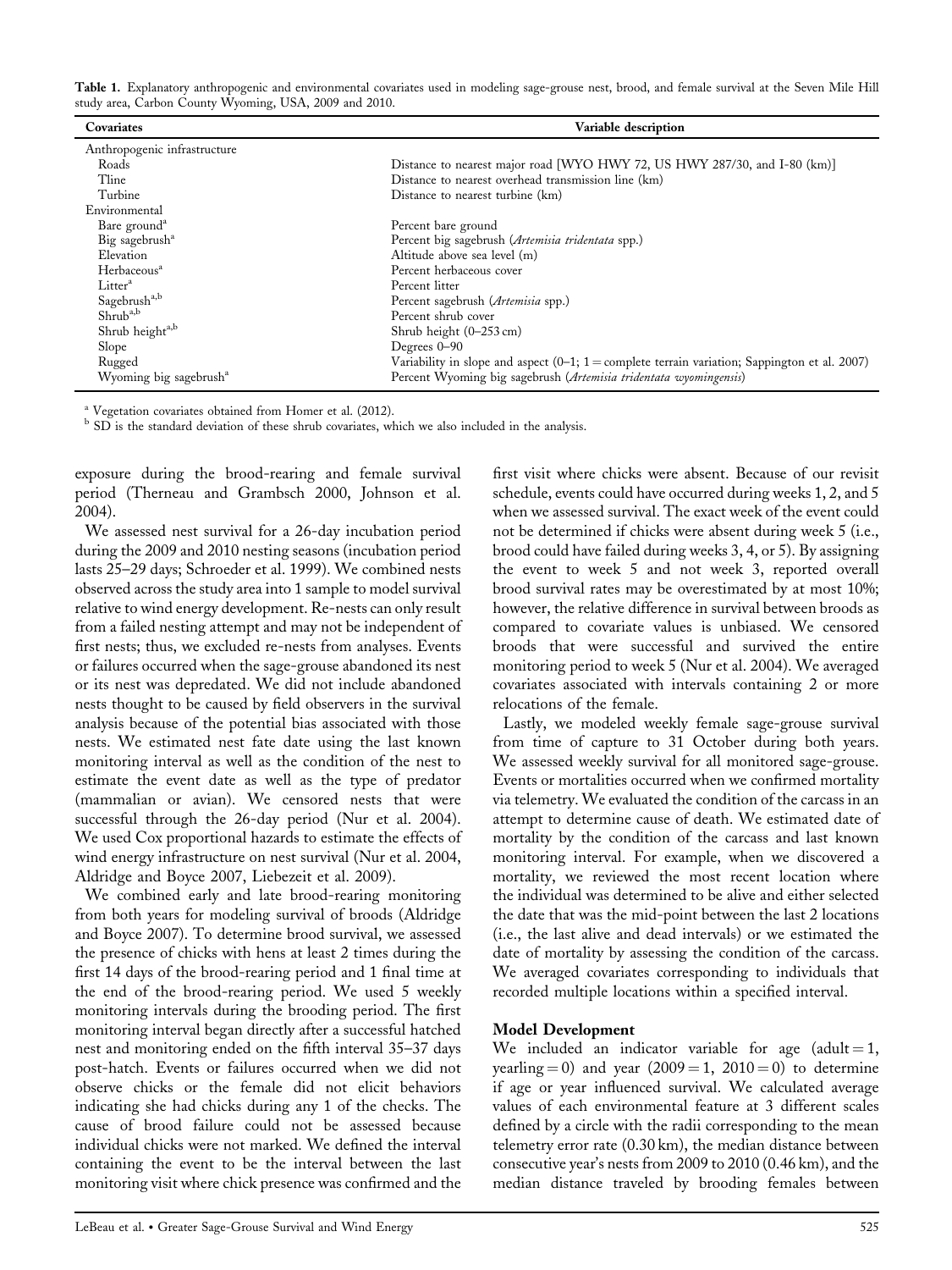**Table 1.** Explanatory anthropogenic and environmental covariates used in modeling sage-grouse nest, brood, and female survival at the Seven Mile Hill study area, Carbon County Wyoming, USA, 2009 and 2010.

| Covariates | Variable description |
|---|---|
| Anthropogenic infrastructure | |
| Roads | Distance to nearest major road [WYO HWY 72, US HWY 287/30, and I-80 (km)] |
| Tline | Distance to nearest overhead transmission line (km) |
| Turbine | Distance to nearest turbine (km) |
| Environmental | |
| Bare ground[a] | Percent bare ground |
| Big sagebrush[a] | Percent big sagebrush (*Artemisia tridentata* spp.) |
| Elevation | Altitude above sea level (m) |
| Herbaceous[a] | Percent herbaceous cover |
| Litter[a] | Percent litter |
| Sagebrush[a,b] | Percent sagebrush (*Artemisia* spp.) |
| Shrub[a,b] | Percent shrub cover |
| Shrub height[a,b] | Shrub height (0–253 cm) |
| Slope | Degrees 0–90 |
| Rugged | Variability in slope and aspect (0–1; 1 = complete terrain variation; Sappington et al. 2007) |
| Wyoming big sagebrush[a] | Percent Wyoming big sagebrush (*Artemisia tridentata wyomingensis*) |

[a] Vegetation covariates obtained from Homer et al. (2012).
[b] SD is the standard deviation of these shrub covariates, which we also included in the analysis.

exposure during the brood-rearing and female survival period (Therneau and Grambsch 2000, Johnson et al. 2004).

We assessed nest survival for a 26-day incubation period during the 2009 and 2010 nesting seasons (incubation period lasts 25–29 days; Schroeder et al. 1999). We combined nests observed across the study area into 1 sample to model survival relative to wind energy development. Re-nests can only result from a failed nesting attempt and may not be independent of first nests; thus, we excluded re-nests from analyses. Events or failures occurred when the sage-grouse abandoned its nest or its nest was depredated. We did not include abandoned nests thought to be caused by field observers in the survival analysis because of the potential bias associated with those nests. We estimated nest fate date using the last known monitoring interval as well as the condition of the nest to estimate the event date as well as the type of predator (mammalian or avian). We censored nests that were successful through the 26-day period (Nur et al. 2004). We used Cox proportional hazards to estimate the effects of wind energy infrastructure on nest survival (Nur et al. 2004, Aldridge and Boyce 2007, Liebezeit et al. 2009).

We combined early and late brood-rearing monitoring from both years for modeling survival of broods (Aldridge and Boyce 2007). To determine brood survival, we assessed the presence of chicks with hens at least 2 times during the first 14 days of the brood-rearing period and 1 final time at the end of the brood-rearing period. We used 5 weekly monitoring intervals during the brooding period. The first monitoring interval began directly after a successful hatched nest and monitoring ended on the fifth interval 35–37 days post-hatch. Events or failures occurred when we did not observe chicks or the female did not elicit behaviors indicating she had chicks during any 1 of the checks. The cause of brood failure could not be assessed because individual chicks were not marked. We defined the interval containing the event to be the interval between the last monitoring visit where chick presence was confirmed and the first visit where chicks were absent. Because of our revisit schedule, events could have occurred during weeks 1, 2, and 5 when we assessed survival. The exact week of the event could not be determined if chicks were absent during week 5 (i.e., brood could have failed during weeks 3, 4, or 5). By assigning the event to week 5 and not week 3, reported overall brood survival rates may be overestimated by at most 10%; however, the relative difference in survival between broods as compared to covariate values is unbiased. We censored broods that were successful and survived the entire monitoring period to week 5 (Nur et al. 2004). We averaged covariates associated with intervals containing 2 or more relocations of the female.

Lastly, we modeled weekly female sage-grouse survival from time of capture to 31 October during both years. We assessed weekly survival for all monitored sage-grouse. Events or mortalities occurred when we confirmed mortality via telemetry. We evaluated the condition of the carcass in an attempt to determine cause of death. We estimated date of mortality by the condition of the carcass and last known monitoring interval. For example, when we discovered a mortality, we reviewed the most recent location where the individual was determined to be alive and either selected the date that was the mid-point between the last 2 locations (i.e., the last alive and dead intervals) or we estimated the date of mortality by assessing the condition of the carcass. We averaged covariates corresponding to individuals that recorded multiple locations within a specified interval.

### Model Development

We included an indicator variable for age (adult = 1, yearling = 0) and year (2009 = 1, 2010 = 0) to determine if age or year influenced survival. We calculated average values of each environmental feature at 3 different scales defined by a circle with the radii corresponding to the mean telemetry error rate (0.30 km), the median distance between consecutive year's nests from 2009 to 2010 (0.46 km), and the median distance traveled by brooding females between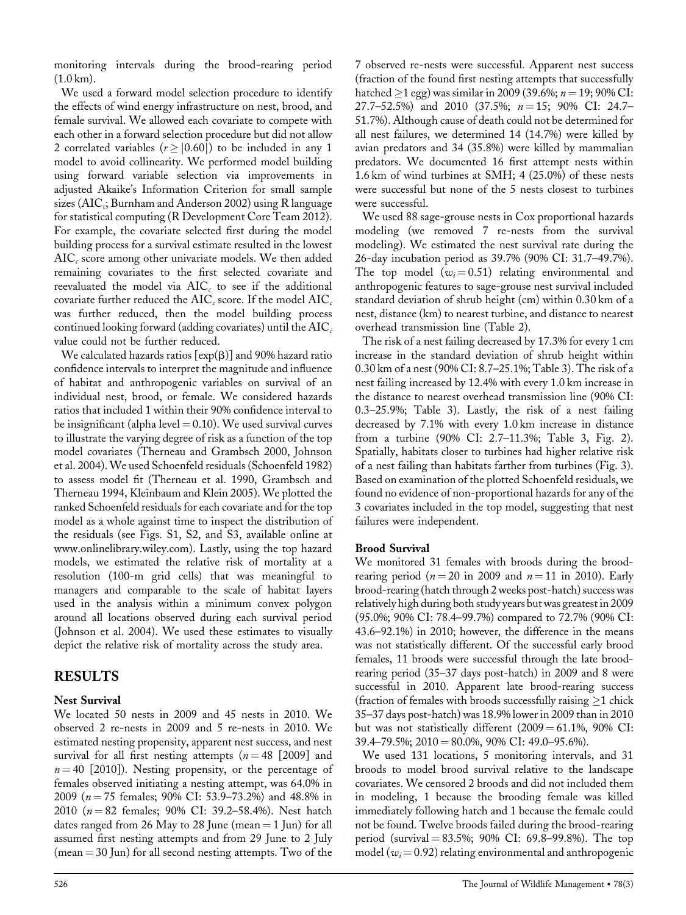monitoring intervals during the brood-rearing period (1.0 km).

We used a forward model selection procedure to identify the effects of wind energy infrastructure on nest, brood, and female survival. We allowed each covariate to compete with each other in a forward selection procedure but did not allow 2 correlated variables ($r \geq |0.60|$) to be included in any 1 model to avoid collinearity. We performed model building using forward variable selection via improvements in adjusted Akaike's Information Criterion for small sample sizes ($AIC_c$; Burnham and Anderson 2002) using R language for statistical computing (R Development Core Team 2012). For example, the covariate selected first during the model building process for a survival estimate resulted in the lowest $AIC_c$ score among other univariate models. We then added remaining covariates to the first selected covariate and reevaluated the model via $AIC_c$ to see if the additional covariate further reduced the $AIC_c$ score. If the model $AIC_c$ was further reduced, then the model building process continued looking forward (adding covariates) until the $AIC_c$ value could not be further reduced.

We calculated hazards ratios [$\exp(\beta)$] and 90% hazard ratio confidence intervals to interpret the magnitude and influence of habitat and anthropogenic variables on survival of an individual nest, brood, or female. We considered hazards ratios that included 1 within their 90% confidence interval to be insignificant (alpha level = 0.10). We used survival curves to illustrate the varying degree of risk as a function of the top model covariates (Therneau and Grambsch 2000, Johnson et al. 2004). We used Schoenfeld residuals (Schoenfeld 1982) to assess model fit (Therneau et al. 1990, Grambsch and Therneau 1994, Kleinbaum and Klein 2005). We plotted the ranked Schoenfeld residuals for each covariate and for the top model as a whole against time to inspect the distribution of the residuals (see Figs. S1, S2, and S3, available online at www.onlinelibrary.wiley.com). Lastly, using the top hazard models, we estimated the relative risk of mortality at a resolution (100-m grid cells) that was meaningful to managers and comparable to the scale of habitat layers used in the analysis within a minimum convex polygon around all locations observed during each survival period (Johnson et al. 2004). We used these estimates to visually depict the relative risk of mortality across the study area.

# RESULTS

## Nest Survival

We located 50 nests in 2009 and 45 nests in 2010. We observed 2 re-nests in 2009 and 5 re-nests in 2010. We estimated nesting propensity, apparent nest success, and nest survival for all first nesting attempts ($n = 48$ [2009] and $n = 40$ [2010]). Nesting propensity, or the percentage of females observed initiating a nesting attempt, was 64.0% in 2009 ($n = 75$ females; 90% CI: 53.9–73.2%) and 48.8% in 2010 ($n = 82$ females; 90% CI: 39.2–58.4%). Nest hatch dates ranged from 26 May to 28 June (mean = 1 Jun) for all assumed first nesting attempts and from 29 June to 2 July (mean = 30 Jun) for all second nesting attempts. Two of the 7 observed re-nests were successful. Apparent nest success (fraction of the found first nesting attempts that successfully hatched ≥1 egg) was similar in 2009 (39.6%; $n = 19$; 90% CI: 27.7–52.5%) and 2010 (37.5%; $n = 15$; 90% CI: 24.7–51.7%). Although cause of death could not be determined for all nest failures, we determined 14 (14.7%) were killed by avian predators and 34 (35.8%) were killed by mammalian predators. We documented 16 first attempt nests within 1.6 km of wind turbines at SMH; 4 (25.0%) of these nests were successful but none of the 5 nests closest to turbines were successful.

We used 88 sage-grouse nests in Cox proportional hazards modeling (we removed 7 re-nests from the survival modeling). We estimated the nest survival rate during the 26-day incubation period as 39.7% (90% CI: 31.7–49.7%). The top model ($w_i = 0.51$) relating environmental and anthropogenic features to sage-grouse nest survival included standard deviation of shrub height (cm) within 0.30 km of a nest, distance (km) to nearest turbine, and distance to nearest overhead transmission line (Table 2).

The risk of a nest failing decreased by 17.3% for every 1 cm increase in the standard deviation of shrub height within 0.30 km of a nest (90% CI: 8.7–25.1%; Table 3). The risk of a nest failing increased by 12.4% with every 1.0 km increase in the distance to nearest overhead transmission line (90% CI: 0.3–25.9%; Table 3). Lastly, the risk of a nest failing decreased by 7.1% with every 1.0 km increase in distance from a turbine (90% CI: 2.7–11.3%; Table 3, Fig. 2). Spatially, habitats closer to turbines had higher relative risk of a nest failing than habitats farther from turbines (Fig. 3). Based on examination of the plotted Schoenfeld residuals, we found no evidence of non-proportional hazards for any of the 3 covariates included in the top model, suggesting that nest failures were independent.

## Brood Survival

We monitored 31 females with broods during the brood-rearing period ($n = 20$ in 2009 and $n = 11$ in 2010). Early brood-rearing (hatch through 2 weeks post-hatch) success was relatively high during both study years but was greatest in 2009 (95.0%; 90% CI: 78.4–99.7%) compared to 72.7% (90% CI: 43.6–92.1%) in 2010; however, the difference in the means was not statistically different. Of the successful early brood females, 11 broods were successful through the late brood-rearing period (35–37 days post-hatch) in 2009 and 8 were successful in 2010. Apparent late brood-rearing success (fraction of females with broods successfully raising ≥1 chick 35–37 days post-hatch) was 18.9% lower in 2009 than in 2010 but was not statistically different (2009 = 61.1%, 90% CI: 39.4–79.5%; 2010 = 80.0%, 90% CI: 49.0–95.6%).

We used 131 locations, 5 monitoring intervals, and 31 broods to model brood survival relative to the landscape covariates. We censored 2 broods and did not included them in modeling, 1 because the brooding female was killed immediately following hatch and 1 because the female could not be found. Twelve broods failed during the brood-rearing period (survival = 83.5%; 90% CI: 69.8–99.8%). The top model ($w_i = 0.92$) relating environmental and anthropogenic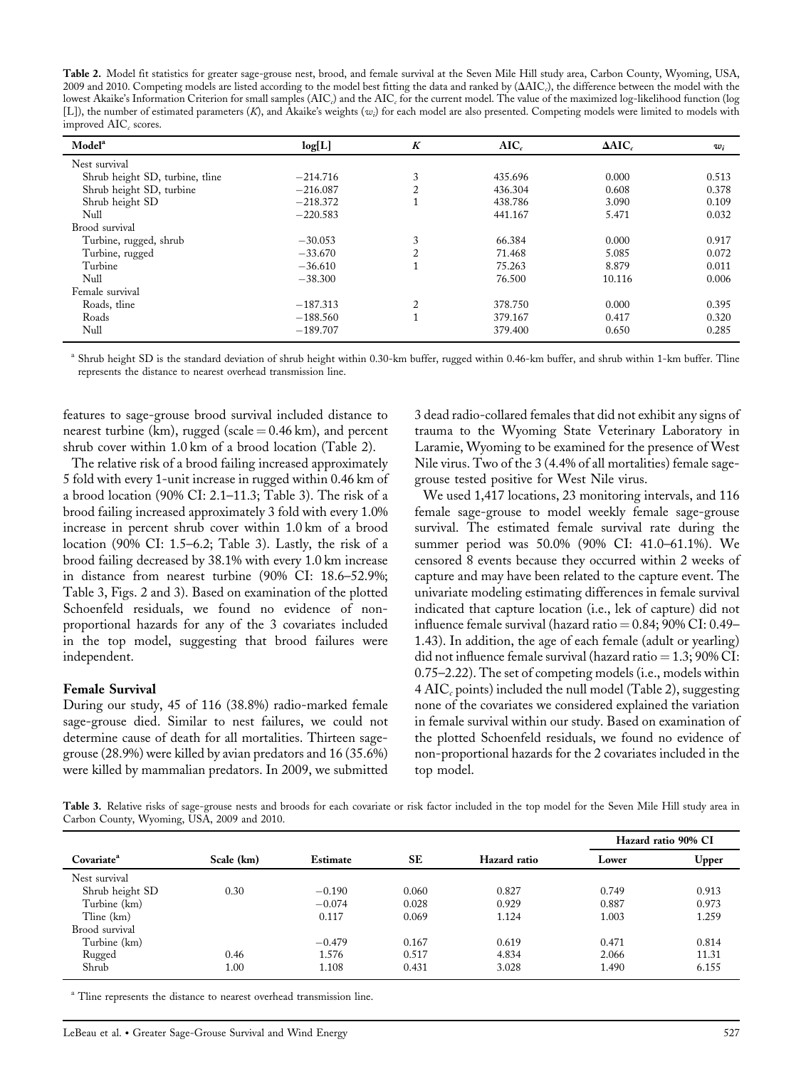**Table 2.** Model fit statistics for greater sage-grouse nest, brood, and female survival at the Seven Mile Hill study area, Carbon County, Wyoming, USA, 2009 and 2010. Competing models are listed according to the model best fitting the data and ranked by ($\Delta AIC_c$), the difference between the model with the lowest Akaike's Information Criterion for small samples ($AIC_c$) and the $AIC_c$ for the current model. The value of the maximized log-likelihood function (log [L]), the number of estimated parameters ($K$), and Akaike's weights ($w_i$) for each model are also presented. Competing models were limited to models with improved $AIC_c$ scores.

| Model[a] | log[L] | $K$ | $AIC_c$ | $\Delta AIC_c$ | $w_i$ |
|---|---|---|---|---|---|
| Nest survival | | | | | |
| Shrub height SD, turbine, tline | −214.716 | 3 | 435.696 | 0.000 | 0.513 |
| Shrub height SD, turbine | −216.087 | 2 | 436.304 | 0.608 | 0.378 |
| Shrub height SD | −218.372 | 1 | 438.786 | 3.090 | 0.109 |
| Null | −220.583 | | 441.167 | 5.471 | 0.032 |
| Brood survival | | | | | |
| Turbine, rugged, shrub | −30.053 | 3 | 66.384 | 0.000 | 0.917 |
| Turbine, rugged | −33.670 | 2 | 71.468 | 5.085 | 0.072 |
| Turbine | −36.610 | 1 | 75.263 | 8.879 | 0.011 |
| Null | −38.300 | | 76.500 | 10.116 | 0.006 |
| Female survival | | | | | |
| Roads, tline | −187.313 | 2 | 378.750 | 0.000 | 0.395 |
| Roads | −188.560 | 1 | 379.167 | 0.417 | 0.320 |
| Null | −189.707 | | 379.400 | 0.650 | 0.285 |

[a] Shrub height SD is the standard deviation of shrub height within 0.30-km buffer, rugged within 0.46-km buffer, and shrub within 1-km buffer. Tline represents the distance to nearest overhead transmission line.

features to sage-grouse brood survival included distance to nearest turbine (km), rugged (scale = 0.46 km), and percent shrub cover within 1.0 km of a brood location (Table 2).

The relative risk of a brood failing increased approximately 5 fold with every 1-unit increase in rugged within 0.46 km of a brood location (90% CI: 2.1–11.3; Table 3). The risk of a brood failing increased approximately 3 fold with every 1.0% increase in percent shrub cover within 1.0 km of a brood location (90% CI: 1.5–6.2; Table 3). Lastly, the risk of a brood failing decreased by 38.1% with every 1.0 km increase in distance from nearest turbine (90% CI: 18.6–52.9%; Table 3, Figs. 2 and 3). Based on examination of the plotted Schoenfeld residuals, we found no evidence of non-proportional hazards for any of the 3 covariates included in the top model, suggesting that brood failures were independent.

### Female Survival

During our study, 45 of 116 (38.8%) radio-marked female sage-grouse died. Similar to nest failures, we could not determine cause of death for all mortalities. Thirteen sage-grouse (28.9%) were killed by avian predators and 16 (35.6%) were killed by mammalian predators. In 2009, we submitted 3 dead radio-collared females that did not exhibit any signs of trauma to the Wyoming State Veterinary Laboratory in Laramie, Wyoming to be examined for the presence of West Nile virus. Two of the 3 (4.4% of all mortalities) female sage-grouse tested positive for West Nile virus.

We used 1,417 locations, 23 monitoring intervals, and 116 female sage-grouse to model weekly female sage-grouse survival. The estimated female survival rate during the summer period was 50.0% (90% CI: 41.0–61.1%). We censored 8 events because they occurred within 2 weeks of capture and may have been related to the capture event. The univariate modeling estimating differences in female survival indicated that capture location (i.e., lek of capture) did not influence female survival (hazard ratio = 0.84; 90% CI: 0.49–1.43). In addition, the age of each female (adult or yearling) did not influence female survival (hazard ratio = 1.3; 90% CI: 0.75–2.22). The set of competing models (i.e., models within 4 $AIC_c$ points) included the null model (Table 2), suggesting none of the covariates we considered explained the variation in female survival within our study. Based on examination of the plotted Schoenfeld residuals, we found no evidence of non-proportional hazards for the 2 covariates included in the top model.

**Table 3.** Relative risks of sage-grouse nests and broods for each covariate or risk factor included in the top model for the Seven Mile Hill study area in Carbon County, Wyoming, USA, 2009 and 2010.

| Covariate[a] | Scale (km) | Estimate | SE | Hazard ratio | Hazard ratio 90% CI | |
|---|---|---|---|---|---|---|
| | | | | | Lower | Upper |
| Nest survival | | | | | | |
| Shrub height SD | 0.30 | −0.190 | 0.060 | 0.827 | 0.749 | 0.913 |
| Turbine (km) | | −0.074 | 0.028 | 0.929 | 0.887 | 0.973 |
| Tline (km) | | 0.117 | 0.069 | 1.124 | 1.003 | 1.259 |
| Brood survival | | | | | | |
| Turbine (km) | | −0.479 | 0.167 | 0.619 | 0.471 | 0.814 |
| Rugged | 0.46 | 1.576 | 0.517 | 4.834 | 2.066 | 11.31 |
| Shrub | 1.00 | 1.108 | 0.431 | 3.028 | 1.490 | 6.155 |

[a] Tline represents the distance to nearest overhead transmission line.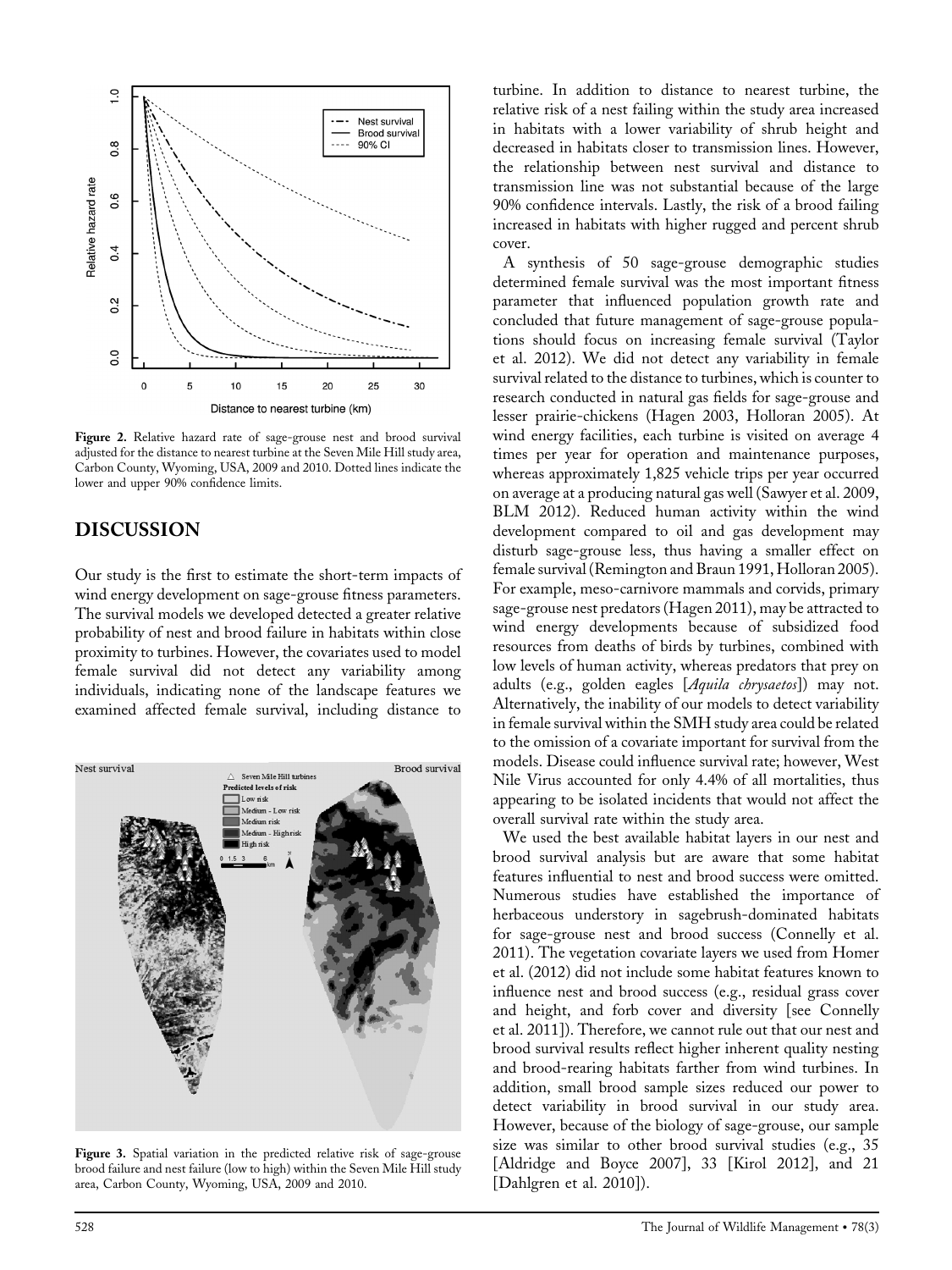Figure 2. Relative hazard rate of sage-grouse nest and brood survival adjusted for the distance to nearest turbine at the Seven Mile Hill study area, Carbon County, Wyoming, USA, 2009 and 2010. Dotted lines indicate the lower and upper 90% confidence limits.

## DISCUSSION

Our study is the first to estimate the short-term impacts of wind energy development on sage-grouse fitness parameters. The survival models we developed detected a greater relative probability of nest and brood failure in habitats within close proximity to turbines. However, the covariates used to model female survival did not detect any variability among individuals, indicating none of the landscape features we examined affected female survival, including distance to turbine. In addition to distance to nearest turbine, the relative risk of a nest failing within the study area increased in habitats with a lower variability of shrub height and decreased in habitats closer to transmission lines. However, the relationship between nest survival and distance to transmission line was not substantial because of the large 90% confidence intervals. Lastly, the risk of a brood failing increased in habitats with higher rugged and percent shrub cover.

Figure 3. Spatial variation in the predicted relative risk of sage-grouse brood failure and nest failure (low to high) within the Seven Mile Hill study area, Carbon County, Wyoming, USA, 2009 and 2010.

A synthesis of 50 sage-grouse demographic studies determined female survival was the most important fitness parameter that influenced population growth rate and concluded that future management of sage-grouse populations should focus on increasing female survival (Taylor et al. 2012). We did not detect any variability in female survival related to the distance to turbines, which is counter to research conducted in natural gas fields for sage-grouse and lesser prairie-chickens (Hagen 2003, Holloran 2005). At wind energy facilities, each turbine is visited on average 4 times per year for operation and maintenance purposes, whereas approximately 1,825 vehicle trips per year occurred on average at a producing natural gas well (Sawyer et al. 2009, BLM 2012). Reduced human activity within the wind development compared to oil and gas development may disturb sage-grouse less, thus having a smaller effect on female survival (Remington and Braun 1991, Holloran 2005). For example, meso-carnivore mammals and corvids, primary sage-grouse nest predators (Hagen 2011), may be attracted to wind energy developments because of subsidized food resources from deaths of birds by turbines, combined with low levels of human activity, whereas predators that prey on adults (e.g., golden eagles [*Aquila chrysaetos*]) may not. Alternatively, the inability of our models to detect variability in female survival within the SMH study area could be related to the omission of a covariate important for survival from the models. Disease could influence survival rate; however, West Nile Virus accounted for only 4.4% of all mortalities, thus appearing to be isolated incidents that would not affect the overall survival rate within the study area.

We used the best available habitat layers in our nest and brood survival analysis but are aware that some habitat features influential to nest and brood success were omitted. Numerous studies have established the importance of herbaceous understory in sagebrush-dominated habitats for sage-grouse nest and brood success (Connelly et al. 2011). The vegetation covariate layers we used from Homer et al. (2012) did not include some habitat features known to influence nest and brood success (e.g., residual grass cover and height, and forb cover and diversity [see Connelly et al. 2011]). Therefore, we cannot rule out that our nest and brood survival results reflect higher inherent quality nesting and brood-rearing habitats farther from wind turbines. In addition, small brood sample sizes reduced our power to detect variability in brood survival in our study area. However, because of the biology of sage-grouse, our sample size was similar to other brood survival studies (e.g., 35 [Aldridge and Boyce 2007], 33 [Kirol 2012], and 21 [Dahlgren et al. 2010]).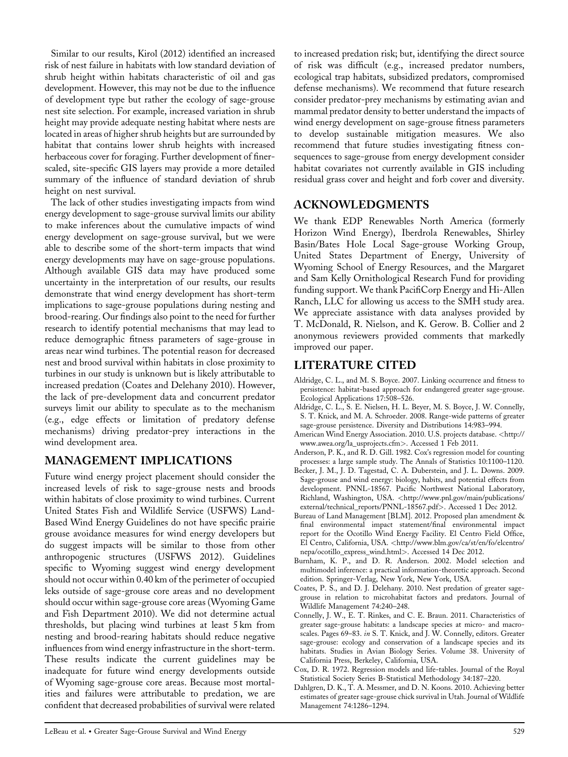Similar to our results, Kirol (2012) identified an increased risk of nest failure in habitats with low standard deviation of shrub height within habitats characteristic of oil and gas development. However, this may not be due to the influence of development type but rather the ecology of sage-grouse nest site selection. For example, increased variation in shrub height may provide adequate nesting habitat where nests are located in areas of higher shrub heights but are surrounded by habitat that contains lower shrub heights with increased herbaceous cover for foraging. Further development of finer-scaled, site-specific GIS layers may provide a more detailed summary of the influence of standard deviation of shrub height on nest survival.

The lack of other studies investigating impacts from wind energy development to sage-grouse survival limits our ability to make inferences about the cumulative impacts of wind energy development on sage-grouse survival, but we were able to describe some of the short-term impacts that wind energy developments may have on sage-grouse populations. Although available GIS data may have produced some uncertainty in the interpretation of our results, our results demonstrate that wind energy development has short-term implications to sage-grouse populations during nesting and brood-rearing. Our findings also point to the need for further research to identify potential mechanisms that may lead to reduce demographic fitness parameters of sage-grouse in areas near wind turbines. The potential reason for decreased nest and brood survival within habitats in close proximity to turbines in our study is unknown but is likely attributable to increased predation (Coates and Delehany 2010). However, the lack of pre-development data and concurrent predator surveys limit our ability to speculate as to the mechanism (e.g., edge effects or limitation of predatory defense mechanisms) driving predator-prey interactions in the wind development area.

## MANAGEMENT IMPLICATIONS

Future wind energy project placement should consider the increased levels of risk to sage-grouse nests and broods within habitats of close proximity to wind turbines. Current United States Fish and Wildlife Service (USFWS) Land-Based Wind Energy Guidelines do not have specific prairie grouse avoidance measures for wind energy developers but do suggest impacts will be similar to those from other anthropogenic structures (USFWS 2012). Guidelines specific to Wyoming suggest wind energy development should not occur within 0.40 km of the perimeter of occupied leks outside of sage-grouse core areas and no development should occur within sage-grouse core areas (Wyoming Game and Fish Department 2010). We did not determine actual thresholds, but placing wind turbines at least 5 km from nesting and brood-rearing habitats should reduce negative influences from wind energy infrastructure in the short-term. These results indicate the current guidelines may be inadequate for future wind energy developments outside of Wyoming sage-grouse core areas. Because most mortalities and failures were attributable to predation, we are confident that decreased probabilities of survival were related to increased predation risk; but, identifying the direct source of risk was difficult (e.g., increased predator numbers, ecological trap habitats, subsidized predators, compromised defense mechanisms). We recommend that future research consider predator-prey mechanisms by estimating avian and mammal predator density to better understand the impacts of wind energy development on sage-grouse fitness parameters to develop sustainable mitigation measures. We also recommend that future studies investigating fitness consequences to sage-grouse from energy development consider habitat covariates not currently available in GIS including residual grass cover and height and forb cover and diversity.

## ACKNOWLEDGMENTS

We thank EDP Renewables North America (formerly Horizon Wind Energy), Iberdrola Renewables, Shirley Basin/Bates Hole Local Sage-grouse Working Group, United States Department of Energy, University of Wyoming School of Energy Resources, and the Margaret and Sam Kelly Ornithological Research Fund for providing funding support. We thank PacifiCorp Energy and Hi-Allen Ranch, LLC for allowing us access to the SMH study area. We appreciate assistance with data analyses provided by T. McDonald, R. Nielson, and K. Gerow. B. Collier and 2 anonymous reviewers provided comments that markedly improved our paper.

## LITERATURE CITED

Aldridge, C. L., and M. S. Boyce. 2007. Linking occurrence and fitness to persistence: habitat-based approach for endangered greater sage-grouse. Ecological Applications 17:508–526.

Aldridge, C. L., S. E. Nielsen, H. L. Beyer, M. S. Boyce, J. W. Connelly, S. T. Knick, and M. A. Schroeder. 2008. Range-wide patterns of greater sage-grouse persistence. Diversity and Distributions 14:983–994.

American Wind Energy Association. 2010. U.S. projects database. <http://www.awea.org/la_usprojects.cfm>. Accessed 1 Feb 2011.

Anderson, P. K., and R. D. Gill. 1982. Cox's regression model for counting processes: a large sample study. The Annals of Statistics 10:1100–1120.

Becker, J. M., J. D. Tagestad, C. A. Duberstein, and J. L. Downs. 2009. Sage-grouse and wind energy: biology, habits, and potential effects from development. PNNL-18567. Pacific Northwest National Laboratory, Richland, Washington, USA. <http://www.pnl.gov/main/publications/external/technical_reports/PNNL-18567.pdf>. Accessed 1 Dec 2012.

Bureau of Land Management [BLM]. 2012. Proposed plan amendment & final environmental impact statement/final environmental impact report for the Ocotillo Wind Energy Facility. El Centro Field Office, El Centro, California, USA. <http://www.blm.gov/ca/st/en/fo/elcentro/nepa/ocotillo_express_wind.html>. Accessed 14 Dec 2012.

Burnham, K. P., and D. R. Anderson. 2002. Model selection and multimodel inference: a practical information-theoretic approach. Second edition. Springer-Verlag, New York, New York, USA.

Coates, P. S., and D. J. Delehany. 2010. Nest predation of greater sage-grouse in relation to microhabitat factors and predators. Journal of Wildlife Management 74:240–248.

Connelly, J. W., E. T. Rinkes, and C. E. Braun. 2011. Characteristics of greater sage-grouse habitats: a landscape species at micro- and macro-scales. Pages 69–83. *in* S. T. Knick, and J. W. Connelly, editors. Greater sage-grouse: ecology and conservation of a landscape species and its habitats. Studies in Avian Biology Series. Volume 38. University of California Press, Berkeley, California, USA.

Cox, D. R. 1972. Regression models and life-tables. Journal of the Royal Statistical Society Series B-Statistical Methodology 34:187–220.

Dahlgren, D. K., T. A. Messmer, and D. N. Koons. 2010. Achieving better estimates of greater sage-grouse chick survival in Utah. Journal of Wildlife Management 74:1286–1294.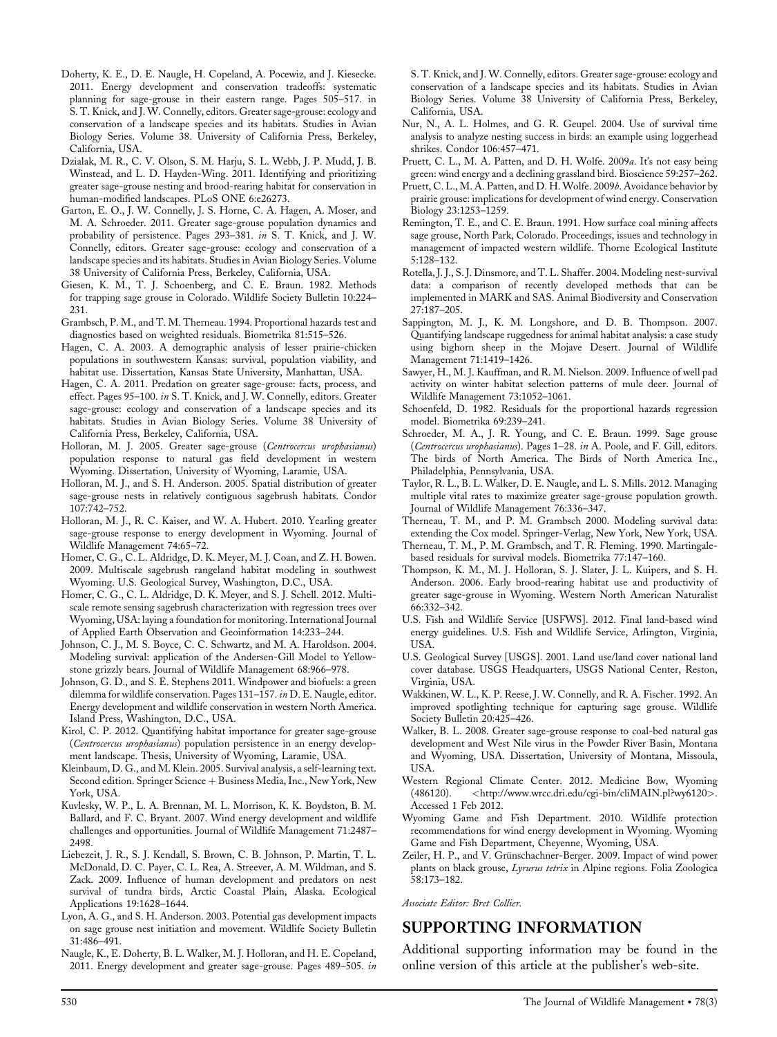Doherty, K. E., D. E. Naugle, H. Copeland, A. Pocewiz, and J. Kiesecke. 2011. Energy development and conservation tradeoffs: systematic planning for sage-grouse in their eastern range. Pages 505–517. in S. T. Knick, and J. W. Connelly, editors. Greater sage-grouse: ecology and conservation of a landscape species and its habitats. Studies in Avian Biology Series. Volume 38. University of California Press, Berkeley, California, USA.

Dzialak, M. R., C. V. Olson, S. M. Harju, S. L. Webb, J. P. Mudd, J. B. Winstead, and L. D. Hayden-Wing. 2011. Identifying and prioritizing greater sage-grouse nesting and brood-rearing habitat for conservation in human-modified landscapes. PLoS ONE 6:e26273.

Garton, E. O., J. W. Connelly, J. S. Horne, C. A. Hagen, A. Moser, and M. A. Schroeder. 2011. Greater sage-grouse population dynamics and probability of persistence. Pages 293–381. *in* S. T. Knick, and J. W. Connelly, editors. Greater sage-grouse: ecology and conservation of a landscape species and its habitats. Studies in Avian Biology Series. Volume 38 University of California Press, Berkeley, California, USA.

Giesen, K. M., T. J. Schoenberg, and C. E. Braun. 1982. Methods for trapping sage grouse in Colorado. Wildlife Society Bulletin 10:224–231.

Grambsch, P. M., and T. M. Therneau. 1994. Proportional hazards test and diagnostics based on weighted residuals. Biometrika 81:515–526.

Hagen, C. A. 2003. A demographic analysis of lesser prairie-chicken populations in southwestern Kansas: survival, population viability, and habitat use. Dissertation, Kansas State University, Manhattan, USA.

Hagen, C. A. 2011. Predation on greater sage-grouse: facts, process, and effect. Pages 95–100. *in* S. T. Knick, and J. W. Connelly, editors. Greater sage-grouse: ecology and conservation of a landscape species and its habitats. Studies in Avian Biology Series. Volume 38 University of California Press, Berkeley, California, USA.

Holloran, M. J. 2005. Greater sage-grouse (*Centrocercus urophasianus*) population response to natural gas field development in western Wyoming. Dissertation, University of Wyoming, Laramie, USA.

Holloran, M. J., and S. H. Anderson. 2005. Spatial distribution of greater sage-grouse nests in relatively contiguous sagebrush habitats. Condor 107:742–752.

Holloran, M. J., R. C. Kaiser, and W. A. Hubert. 2010. Yearling greater sage-grouse response to energy development in Wyoming. Journal of Wildlife Management 74:65–72.

Homer, C. G., C. L. Aldridge, D. K. Meyer, M. J. Coan, and Z. H. Bowen. 2009. Multiscale sagebrush rangeland habitat modeling in southwest Wyoming. U.S. Geological Survey, Washington, D.C., USA.

Homer, C. G., C. L. Aldridge, D. K. Meyer, and S. J. Schell. 2012. Multi-scale remote sensing sagebrush characterization with regression trees over Wyoming, USA: laying a foundation for monitoring. International Journal of Applied Earth Observation and Geoinformation 14:233–244.

Johnson, C. J., M. S. Boyce, C. C. Schwartz, and M. A. Haroldson. 2004. Modeling survival: application of the Andersen-Gill Model to Yellowstone grizzly bears. Journal of Wildlife Management 68:966–978.

Johnson, G. D., and S. E. Stephens 2011. Windpower and biofuels: a green dilemma for wildlife conservation. Pages 131–157. *in* D. E. Naugle, editor. Energy development and wildlife conservation in western North America. Island Press, Washington, D.C., USA.

Kirol, C. P. 2012. Quantifying habitat importance for greater sage-grouse (*Centrocercus urophasianus*) population persistence in an energy development landscape. Thesis, University of Wyoming, Laramie, USA.

Kleinbaum, D. G., and M. Klein. 2005. Survival analysis, a self-learning text. Second edition. Springer Science + Business Media, Inc., New York, New York, USA.

Kuvlesky, W. P., L. A. Brennan, M. L. Morrison, K. K. Boydston, B. M. Ballard, and F. C. Bryant. 2007. Wind energy development and wildlife challenges and opportunities. Journal of Wildlife Management 71:2487–2498.

Liebezeit, J. R., S. J. Kendall, S. Brown, C. B. Johnson, P. Martin, T. L. McDonald, D. C. Payer, C. L. Rea, A. Streever, A. M. Wildman, and S. Zack. 2009. Influence of human development and predators on nest survival of tundra birds, Arctic Coastal Plain, Alaska. Ecological Applications 19:1628–1644.

Lyon, A. G., and S. H. Anderson. 2003. Potential gas development impacts on sage grouse nest initiation and movement. Wildlife Society Bulletin 31:486–491.

Naugle, K., E. Doherty, B. L. Walker, M. J. Holloran, and H. E. Copeland, 2011. Energy development and greater sage-grouse. Pages 489–505. *in* S. T. Knick, and J. W. Connelly, editors. Greater sage-grouse: ecology and conservation of a landscape species and its habitats. Studies in Avian Biology Series. Volume 38 University of California Press, Berkeley, California, USA.

Nur, N., A. L. Holmes, and G. R. Geupel. 2004. Use of survival time analysis to analyze nesting success in birds: an example using loggerhead shrikes. Condor 106:457–471.

Pruett, C. L., M. A. Patten, and D. H. Wolfe. 2009*a*. It's not easy being green: wind energy and a declining grassland bird. Bioscience 59:257–262.

Pruett, C. L., M. A. Patten, and D. H. Wolfe. 2009*b*. Avoidance behavior by prairie grouse: implications for development of wind energy. Conservation Biology 23:1253–1259.

Remington, T. E., and C. E. Braun. 1991. How surface coal mining affects sage grouse, North Park, Colorado. Proceedings, issues and technology in management of impacted western wildlife. Thorne Ecological Institute 5:128–132.

Rotella, J. J., S. J. Dinsmore, and T. L. Shaffer. 2004. Modeling nest-survival data: a comparison of recently developed methods that can be implemented in MARK and SAS. Animal Biodiversity and Conservation 27:187–205.

Sappington, M. J., K. M. Longshore, and D. B. Thompson. 2007. Quantifying landscape ruggedness for animal habitat analysis: a case study using bighorn sheep in the Mojave Desert. Journal of Wildlife Management 71:1419–1426.

Sawyer, H., M. J. Kauffman, and R. M. Nielson. 2009. Influence of well pad activity on winter habitat selection patterns of mule deer. Journal of Wildlife Management 73:1052–1061.

Schoenfeld, D. 1982. Residuals for the proportional hazards regression model. Biometrika 69:239–241.

Schroeder, M. A., J. R. Young, and C. E. Braun. 1999. Sage grouse (*Centrocercus urophasianus*). Pages 1–28. *in* A. Poole, and F. Gill, editors. The birds of North America. The Birds of North America Inc., Philadelphia, Pennsylvania, USA.

Taylor, R. L., B. L. Walker, D. E. Naugle, and L. S. Mills. 2012. Managing multiple vital rates to maximize greater sage-grouse population growth. Journal of Wildlife Management 76:336–347.

Therneau, T. M., and P. M. Grambsch 2000. Modeling survival data: extending the Cox model. Springer-Verlag, New York, New York, USA.

Therneau, T. M., P. M. Grambsch, and T. R. Fleming. 1990. Martingale-based residuals for survival models. Biometrika 77:147–160.

Thompson, K. M., M. J. Holloran, S. J. Slater, J. L. Kuipers, and S. H. Anderson. 2006. Early brood-rearing habitat use and productivity of greater sage-grouse in Wyoming. Western North American Naturalist 66:332–342.

U.S. Fish and Wildlife Service [USFWS]. 2012. Final land-based wind energy guidelines. U.S. Fish and Wildlife Service, Arlington, Virginia, USA.

U.S. Geological Survey [USGS]. 2001. Land use/land cover national land cover database. USGS Headquarters, USGS National Center, Reston, Virginia, USA.

Wakkinen, W. L., K. P. Reese, J. W. Connelly, and R. A. Fischer. 1992. An improved spotlighting technique for capturing sage grouse. Wildlife Society Bulletin 20:425–426.

Walker, B. L. 2008. Greater sage-grouse response to coal-bed natural gas development and West Nile virus in the Powder River Basin, Montana and Wyoming, USA. Dissertation, University of Montana, Missoula, USA.

Western Regional Climate Center. 2012. Medicine Bow, Wyoming (486120). <http://www.wrcc.dri.edu/cgi-bin/cliMAIN.pl?wy6120>. Accessed 1 Feb 2012.

Wyoming Game and Fish Department. 2010. Wildlife protection recommendations for wind energy development in Wyoming. Wyoming Game and Fish Department, Cheyenne, Wyoming, USA.

Zeiler, H. P., and V. Grünschachner-Berger. 2009. Impact of wind power plants on black grouse, *Lyrurus tetrix* in Alpine regions. Folia Zoologica 58:173–182.

*Associate Editor: Bret Collier.*

## SUPPORTING INFORMATION

Additional supporting information may be found in the online version of this article at the publisher's web-site.